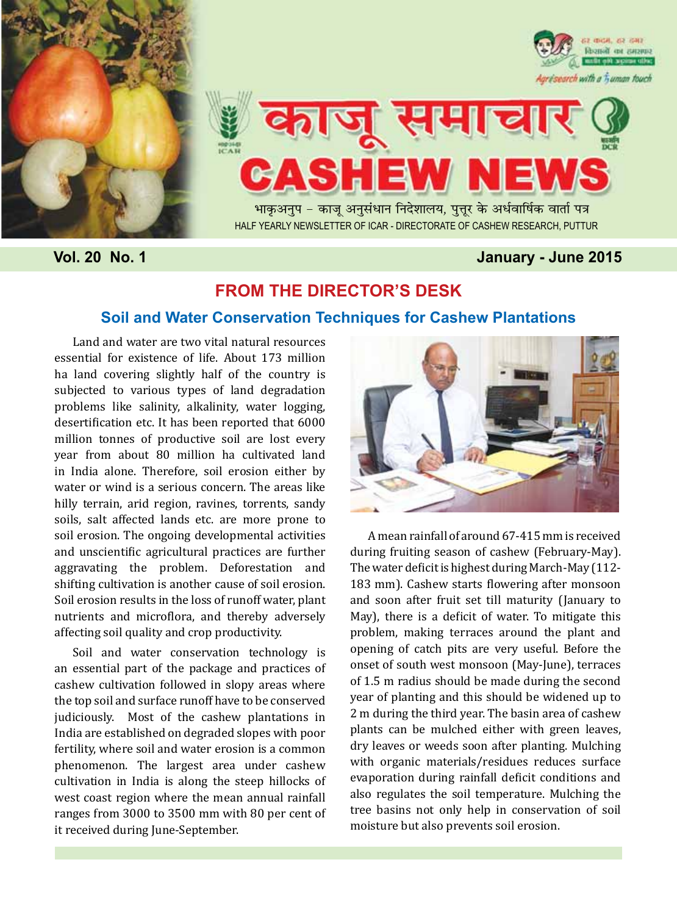# काजू समाचार CASHEW NEWS

भाकृअनुप – काजू अनुसंधान निदेशालय, पुत्तूर के अर्धवार्षिक वार्ता पत्र

HALF YEARLY NEWSLETTER OF ICAR - DIRECTORATE OF CASHEW RESEARCH, PUTTUR

**Vol. 20 No. 1** **January - June 2015**

## FROM THE DIRECTOR'S DESK

### Soil and Water Conservation Techniques for Cashew Plantations

Land and water are two vital natural resources essential for existence of life. About 173 million ha land covering slightly half of the country is subjected to various types of land degradation problems like salinity, alkalinity, water logging, desertification etc. It has been reported that 6000 million tonnes of productive soil are lost every year from about 80 million ha cultivated land in India alone. Therefore, soil erosion either by water or wind is a serious concern. The areas like hilly terrain, arid region, ravines, torrents, sandy soils, salt affected lands etc. are more prone to soil erosion. The ongoing developmental activities and unscientific agricultural practices are further aggravating the problem. Deforestation and shifting cultivation is another cause of soil erosion. Soil erosion results in the loss of runoff water, plant nutrients and microflora, and thereby adversely affecting soil quality and crop productivity.

Soil and water conservation technology is an essential part of the package and practices of cashew cultivation followed in slopy areas where the top soil and surface runoff have to be conserved judiciously. Most of the cashew plantations in India are established on degraded slopes with poor fertility, where soil and water erosion is a common phenomenon. The largest area under cashew cultivation in India is along the steep hillocks of west coast region where the mean annual rainfall ranges from 3000 to 3500 mm with 80 per cent of it received during June-September.

A mean rainfall of around 67-415 mm is received during fruiting season of cashew (February-May). The water deficit is highest during March-May (112-183 mm). Cashew starts flowering after monsoon and soon after fruit set till maturity (January to May), there is a deficit of water. To mitigate this problem, making terraces around the plant and opening of catch pits are very useful. Before the onset of south west monsoon (May-June), terraces of 1.5 m radius should be made during the second year of planting and this should be widened up to 2 m during the third year. The basin area of cashew plants can be mulched either with green leaves, dry leaves or weeds soon after planting. Mulching with organic materials/residues reduces surface evaporation during rainfall deficit conditions and also regulates the soil temperature. Mulching the tree basins not only help in conservation of soil moisture but also prevents soil erosion.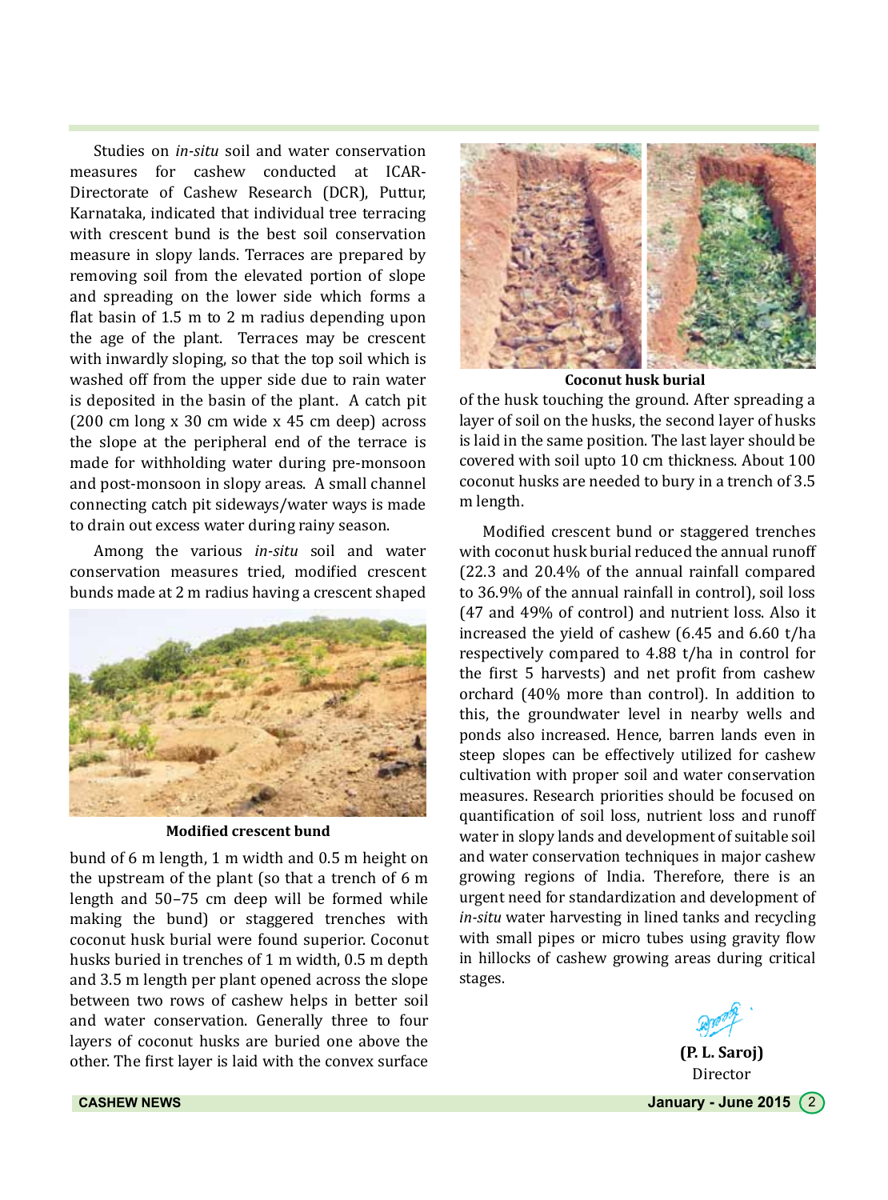Studies on *in-situ* soil and water conservation measures for cashew conducted at ICAR-Directorate of Cashew Research (DCR), Puttur, Karnataka, indicated that individual tree terracing with crescent bund is the best soil conservation measure in slopy lands. Terraces are prepared by removing soil from the elevated portion of slope and spreading on the lower side which forms a flat basin of 1.5 m to 2 m radius depending upon the age of the plant. Terraces may be crescent with inwardly sloping, so that the top soil which is washed off from the upper side due to rain water is deposited in the basin of the plant. A catch pit (200 cm long x 30 cm wide x 45 cm deep) across the slope at the peripheral end of the terrace is made for withholding water during pre-monsoon and post-monsoon in slopy areas. A small channel connecting catch pit sideways/water ways is made to drain out excess water during rainy season.

Among the various *in-situ* soil and water conservation measures tried, modified crescent bunds made at 2 m radius having a crescent shaped bund of 6 m length, 1 m width and 0.5 m height on the upstream of the plant (so that a trench of 6 m length and 50–75 cm deep will be formed while making the bund) or staggered trenches with coconut husk burial were found superior. Coconut husks buried in trenches of 1 m width, 0.5 m depth and 3.5 m length per plant opened across the slope between two rows of cashew helps in better soil and water conservation. Generally three to four layers of coconut husks are buried one above the other. The first layer is laid with the convex surface of the husk touching the ground. After spreading a layer of soil on the husks, the second layer of husks is laid in the same position. The last layer should be covered with soil upto 10 cm thickness. About 100 coconut husks are needed to bury in a trench of 3.5 m length.

**Modified crescent bund**

**Coconut husk burial**

Modified crescent bund or staggered trenches with coconut husk burial reduced the annual runoff (22.3 and 20.4% of the annual rainfall compared to 36.9% of the annual rainfall in control), soil loss (47 and 49% of control) and nutrient loss. Also it increased the yield of cashew (6.45 and 6.60 t/ha respectively compared to 4.88 t/ha in control for the first 5 harvests) and net profit from cashew orchard (40% more than control). In addition to this, the groundwater level in nearby wells and ponds also increased. Hence, barren lands even in steep slopes can be effectively utilized for cashew cultivation with proper soil and water conservation measures. Research priorities should be focused on quantification of soil loss, nutrient loss and runoff water in slopy lands and development of suitable soil and water conservation techniques in major cashew growing regions of India. Therefore, there is an urgent need for standardization and development of *in-situ* water harvesting in lined tanks and recycling with small pipes or micro tubes using gravity flow in hillocks of cashew growing areas during critical stages.

**(P. L. Saroj)**
Director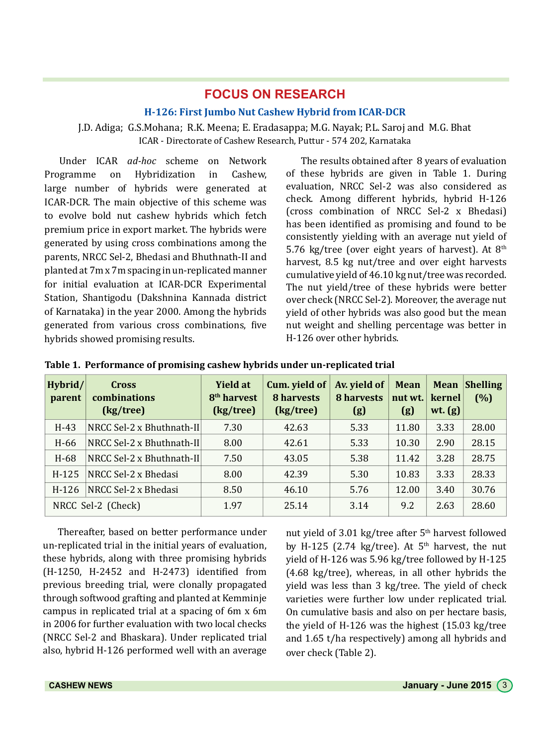## FOCUS ON RESEARCH

### H-126: First Jumbo Nut Cashew Hybrid from ICAR-DCR

J.D. Adiga; G.S.Mohana; R.K. Meena; E. Eradasappa; M.G. Nayak; P.L. Saroj and M.G. Bhat

ICAR - Directorate of Cashew Research, Puttur - 574 202, Karnataka

Under ICAR *ad-hoc* scheme on Network Programme on Hybridization in Cashew, large number of hybrids were generated at ICAR-DCR. The main objective of this scheme was to evolve bold nut cashew hybrids which fetch premium price in export market. The hybrids were generated by using cross combinations among the parents, NRCC Sel-2, Bhedasi and Bhuthnath-II and planted at 7m x 7m spacing in un-replicated manner for initial evaluation at ICAR-DCR Experimental Station, Shantigodu (Dakshnina Kannada district of Karnataka) in the year 2000. Among the hybrids generated from various cross combinations, five hybrids showed promising results.

The results obtained after 8 years of evaluation of these hybrids are given in Table 1. During evaluation, NRCC Sel-2 was also considered as check. Among different hybrids, hybrid H-126 (cross combination of NRCC Sel-2 x Bhedasi) has been identified as promising and found to be consistently yielding with an average nut yield of 5.76 kg/tree (over eight years of harvest). At 8$^{th}$ harvest, 8.5 kg nut/tree and over eight harvests cumulative yield of 46.10 kg nut/tree was recorded. The nut yield/tree of these hybrids were better over check (NRCC Sel-2). Moreover, the average nut yield of other hybrids was also good but the mean nut weight and shelling percentage was better in H-126 over other hybrids.

**Table 1. Performance of promising cashew hybrids under un-replicated trial**

| Hybrid/ parent | Cross combinations (kg/tree) | Yield at 8$^{th}$ harvest (kg/tree) | Cum. yield of 8 harvests (kg/tree) | Av. yield of 8 harvests (g) | Mean nut wt. (g) | Mean kernel wt. (g) | Shelling (%) |
|---|---|---|---|---|---|---|---|
| H-43 | NRCC Sel-2 x Bhuthnath-II | 7.30 | 42.63 | 5.33 | 11.80 | 3.33 | 28.00 |
| H-66 | NRCC Sel-2 x Bhuthnath-II | 8.00 | 42.61 | 5.33 | 10.30 | 2.90 | 28.15 |
| H-68 | NRCC Sel-2 x Bhuthnath-II | 7.50 | 43.05 | 5.38 | 11.42 | 3.28 | 28.75 |
| H-125 | NRCC Sel-2 x Bhedasi | 8.00 | 42.39 | 5.30 | 10.83 | 3.33 | 28.33 |
| H-126 | NRCC Sel-2 x Bhedasi | 8.50 | 46.10 | 5.76 | 12.00 | 3.40 | 30.76 |
| NRCC Sel-2 (Check) | | 1.97 | 25.14 | 3.14 | 9.2 | 2.63 | 28.60 |

Thereafter, based on better performance under un-replicated trial in the initial years of evaluation, these hybrids, along with three promising hybrids (H-1250, H-2452 and H-2473) identified from previous breeding trial, were clonally propagated through softwood grafting and planted at Kemminje campus in replicated trial at a spacing of 6m x 6m in 2006 for further evaluation with two local checks (NRCC Sel-2 and Bhaskara). Under replicated trial also, hybrid H-126 performed well with an average nut yield of 3.01 kg/tree after 5$^{th}$ harvest followed by H-125 (2.74 kg/tree). At 5$^{th}$ harvest, the nut yield of H-126 was 5.96 kg/tree followed by H-125 (4.68 kg/tree), whereas, in all other hybrids the yield was less than 3 kg/tree. The yield of check varieties were further low under replicated trial. On cumulative basis and also on per hectare basis, the yield of H-126 was the highest (15.03 kg/tree and 1.65 t/ha respectively) among all hybrids and over check (Table 2).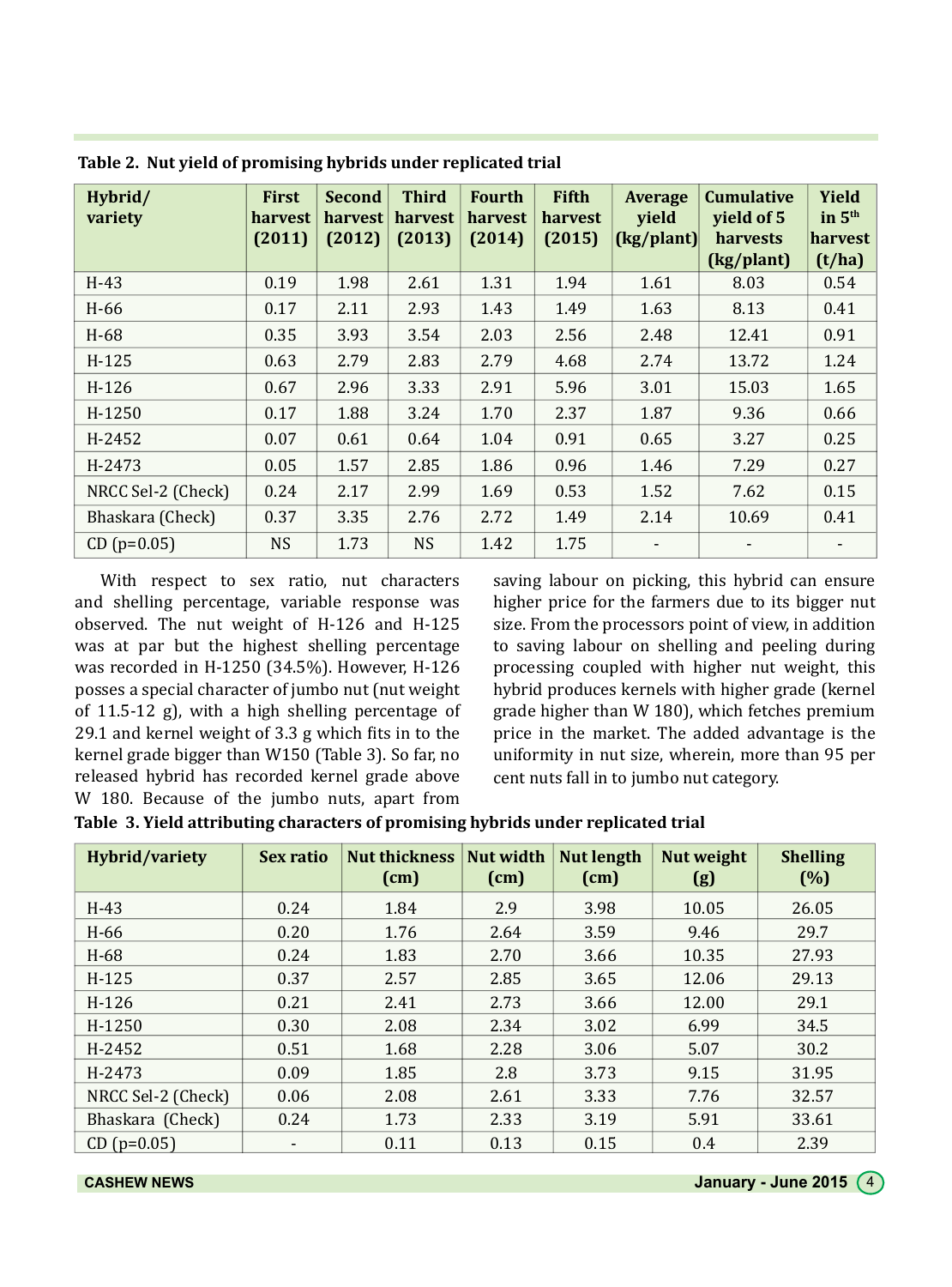**Table 2. Nut yield of promising hybrids under replicated trial**

| Hybrid/ variety | First harvest (2011) | Second harvest (2012) | Third harvest (2013) | Fourth harvest (2014) | Fifth harvest (2015) | Average yield (kg/plant) | Cumulative yield of 5 harvests (kg/plant) | Yield in 5th harvest (t/ha) |
|---|---|---|---|---|---|---|---|---|
| H-43 | 0.19 | 1.98 | 2.61 | 1.31 | 1.94 | 1.61 | 8.03 | 0.54 |
| H-66 | 0.17 | 2.11 | 2.93 | 1.43 | 1.49 | 1.63 | 8.13 | 0.41 |
| H-68 | 0.35 | 3.93 | 3.54 | 2.03 | 2.56 | 2.48 | 12.41 | 0.91 |
| H-125 | 0.63 | 2.79 | 2.83 | 2.79 | 4.68 | 2.74 | 13.72 | 1.24 |
| H-126 | 0.67 | 2.96 | 3.33 | 2.91 | 5.96 | 3.01 | 15.03 | 1.65 |
| H-1250 | 0.17 | 1.88 | 3.24 | 1.70 | 2.37 | 1.87 | 9.36 | 0.66 |
| H-2452 | 0.07 | 0.61 | 0.64 | 1.04 | 0.91 | 0.65 | 3.27 | 0.25 |
| H-2473 | 0.05 | 1.57 | 2.85 | 1.86 | 0.96 | 1.46 | 7.29 | 0.27 |
| NRCC Sel-2 (Check) | 0.24 | 2.17 | 2.99 | 1.69 | 0.53 | 1.52 | 7.62 | 0.15 |
| Bhaskara (Check) | 0.37 | 3.35 | 2.76 | 2.72 | 1.49 | 2.14 | 10.69 | 0.41 |
| CD (p=0.05) | NS | 1.73 | NS | 1.42 | 1.75 | - | - | - |

With respect to sex ratio, nut characters and shelling percentage, variable response was observed. The nut weight of H-126 and H-125 was at par but the highest shelling percentage was recorded in H-1250 (34.5%). However, H-126 posses a special character of jumbo nut (nut weight of 11.5-12 g), with a high shelling percentage of 29.1 and kernel weight of 3.3 g which fits in to the kernel grade bigger than W150 (Table 3). So far, no released hybrid has recorded kernel grade above W 180. Because of the jumbo nuts, apart from saving labour on picking, this hybrid can ensure higher price for the farmers due to its bigger nut size. From the processors point of view, in addition to saving labour on shelling and peeling during processing coupled with higher nut weight, this hybrid produces kernels with higher grade (kernel grade higher than W 180), which fetches premium price in the market. The added advantage is the uniformity in nut size, wherein, more than 95 per cent nuts fall in to jumbo nut category.

**Table 3. Yield attributing characters of promising hybrids under replicated trial**

| Hybrid/variety | Sex ratio | Nut thickness (cm) | Nut width (cm) | Nut length (cm) | Nut weight (g) | Shelling (%) |
|---|---|---|---|---|---|---|
| H-43 | 0.24 | 1.84 | 2.9 | 3.98 | 10.05 | 26.05 |
| H-66 | 0.20 | 1.76 | 2.64 | 3.59 | 9.46 | 29.7 |
| H-68 | 0.24 | 1.83 | 2.70 | 3.66 | 10.35 | 27.93 |
| H-125 | 0.37 | 2.57 | 2.85 | 3.65 | 12.06 | 29.13 |
| H-126 | 0.21 | 2.41 | 2.73 | 3.66 | 12.00 | 29.1 |
| H-1250 | 0.30 | 2.08 | 2.34 | 3.02 | 6.99 | 34.5 |
| H-2452 | 0.51 | 1.68 | 2.28 | 3.06 | 5.07 | 30.2 |
| H-2473 | 0.09 | 1.85 | 2.8 | 3.73 | 9.15 | 31.95 |
| NRCC Sel-2 (Check) | 0.06 | 2.08 | 2.61 | 3.33 | 7.76 | 32.57 |
| Bhaskara (Check) | 0.24 | 1.73 | 2.33 | 3.19 | 5.91 | 33.61 |
| CD (p=0.05) | - | 0.11 | 0.13 | 0.15 | 0.4 | 2.39 |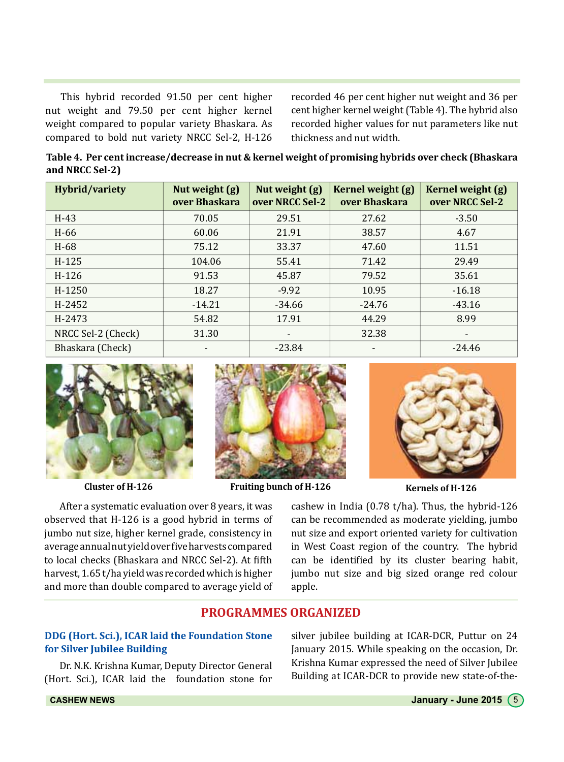This hybrid recorded 91.50 per cent higher nut weight and 79.50 per cent higher kernel weight compared to popular variety Bhaskara. As compared to bold nut variety NRCC Sel-2, H-126 recorded 46 per cent higher nut weight and 36 per cent higher kernel weight (Table 4). The hybrid also recorded higher values for nut parameters like nut thickness and nut width.

**Table 4. Per cent increase/decrease in nut & kernel weight of promising hybrids over check (Bhaskara and NRCC Sel-2)**

| Hybrid/variety | Nut weight (g) over Bhaskara | Nut weight (g) over NRCC Sel-2 | Kernel weight (g) over Bhaskara | Kernel weight (g) over NRCC Sel-2 |
|---|---|---|---|---|
| H-43 | 70.05 | 29.51 | 27.62 | -3.50 |
| H-66 | 60.06 | 21.91 | 38.57 | 4.67 |
| H-68 | 75.12 | 33.37 | 47.60 | 11.51 |
| H-125 | 104.06 | 55.41 | 71.42 | 29.49 |
| H-126 | 91.53 | 45.87 | 79.52 | 35.61 |
| H-1250 | 18.27 | -9.92 | 10.95 | -16.18 |
| H-2452 | -14.21 | -34.66 | -24.76 | -43.16 |
| H-2473 | 54.82 | 17.91 | 44.29 | 8.99 |
| NRCC Sel-2 (Check) | 31.30 | - | 32.38 | - |
| Bhaskara (Check) | - | -23.84 | - | -24.46 |

**Cluster of H-126**

**Fruiting bunch of H-126**

**Kernels of H-126**

After a systematic evaluation over 8 years, it was observed that H-126 is a good hybrid in terms of jumbo nut size, higher kernel grade, consistency in average annual nut yield over five harvests compared to local checks (Bhaskara and NRCC Sel-2). At fifth harvest, 1.65 t/ha yield was recorded which is higher and more than double compared to average yield of cashew in India (0.78 t/ha). Thus, the hybrid-126 can be recommended as moderate yielding, jumbo nut size and export oriented variety for cultivation in West Coast region of the country. The hybrid can be identified by its cluster bearing habit, jumbo nut size and big sized orange red colour apple.

## PROGRAMMES ORGANIZED

### DDG (Hort. Sci.), ICAR laid the Foundation Stone for Silver Jubilee Building

Dr. N.K. Krishna Kumar, Deputy Director General (Hort. Sci.), ICAR laid the foundation stone for silver jubilee building at ICAR-DCR, Puttur on 24 January 2015. While speaking on the occasion, Dr. Krishna Kumar expressed the need of Silver Jubilee Building at ICAR-DCR to provide new state-of-the-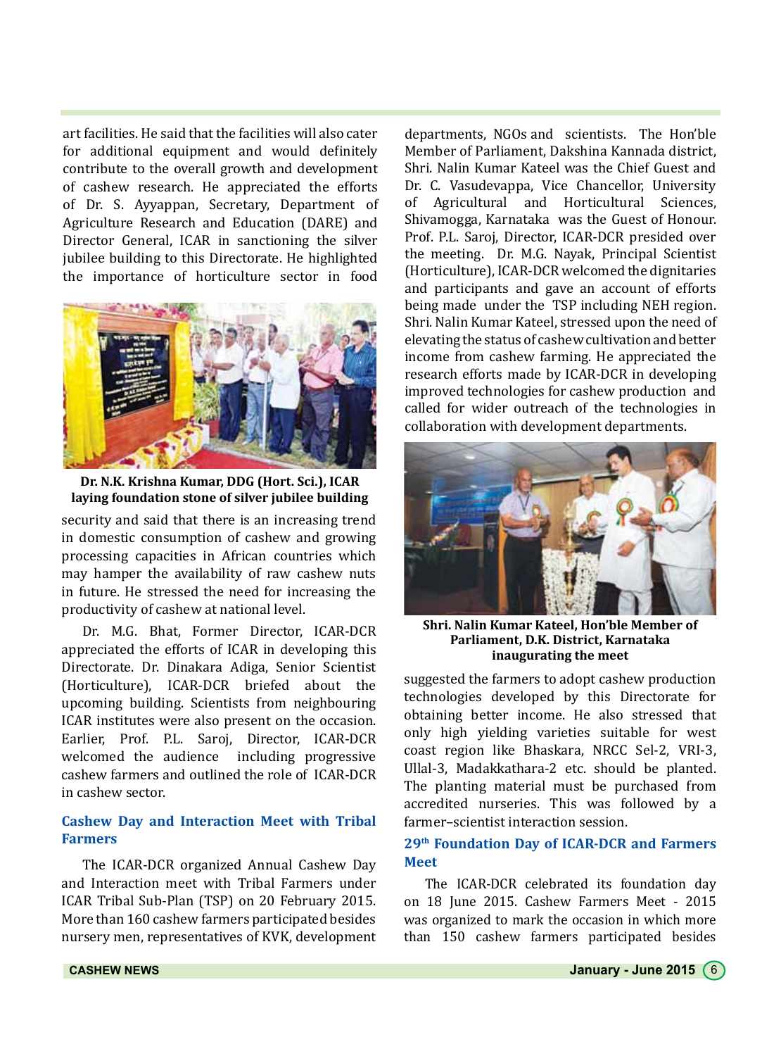art facilities. He said that the facilities will also cater for additional equipment and would definitely contribute to the overall growth and development of cashew research. He appreciated the efforts of Dr. S. Ayyappan, Secretary, Department of Agriculture Research and Education (DARE) and Director General, ICAR in sanctioning the silver jubilee building to this Directorate. He highlighted the importance of horticulture sector in food

**Dr. N.K. Krishna Kumar, DDG (Hort. Sci.), ICAR laying foundation stone of silver jubilee building**

security and said that there is an increasing trend in domestic consumption of cashew and growing processing capacities in African countries which may hamper the availability of raw cashew nuts in future. He stressed the need for increasing the productivity of cashew at national level.

Dr. M.G. Bhat, Former Director, ICAR-DCR appreciated the efforts of ICAR in developing this Directorate. Dr. Dinakara Adiga, Senior Scientist (Horticulture), ICAR-DCR briefed about the upcoming building. Scientists from neighbouring ICAR institutes were also present on the occasion. Earlier, Prof. P.L. Saroj, Director, ICAR-DCR welcomed the audience including progressive cashew farmers and outlined the role of ICAR-DCR in cashew sector.

## Cashew Day and Interaction Meet with Tribal Farmers

The ICAR-DCR organized Annual Cashew Day and Interaction meet with Tribal Farmers under ICAR Tribal Sub-Plan (TSP) on 20 February 2015. More than 160 cashew farmers participated besides nursery men, representatives of KVK, development departments, NGOs and scientists. The Hon'ble Member of Parliament, Dakshina Kannada district, Shri. Nalin Kumar Kateel was the Chief Guest and Dr. C. Vasudevappa, Vice Chancellor, University of Agricultural and Horticultural Sciences, Shivamogga, Karnataka was the Guest of Honour. Prof. P.L. Saroj, Director, ICAR-DCR presided over the meeting. Dr. M.G. Nayak, Principal Scientist (Horticulture), ICAR-DCR welcomed the dignitaries and participants and gave an account of efforts being made under the TSP including NEH region. Shri. Nalin Kumar Kateel, stressed upon the need of elevating the status of cashew cultivation and better income from cashew farming. He appreciated the research efforts made by ICAR-DCR in developing improved technologies for cashew production and called for wider outreach of the technologies in collaboration with development departments.

**Shri. Nalin Kumar Kateel, Hon'ble Member of Parliament, D.K. District, Karnataka inaugurating the meet**

suggested the farmers to adopt cashew production technologies developed by this Directorate for obtaining better income. He also stressed that only high yielding varieties suitable for west coast region like Bhaskara, NRCC Sel-2, VRI-3, Ullal-3, Madakkathara-2 etc. should be planted. The planting material must be purchased from accredited nurseries. This was followed by a farmer–scientist interaction session.

## 29th Foundation Day of ICAR-DCR and Farmers Meet

The ICAR-DCR celebrated its foundation day on 18 June 2015. Cashew Farmers Meet - 2015 was organized to mark the occasion in which more than 150 cashew farmers participated besides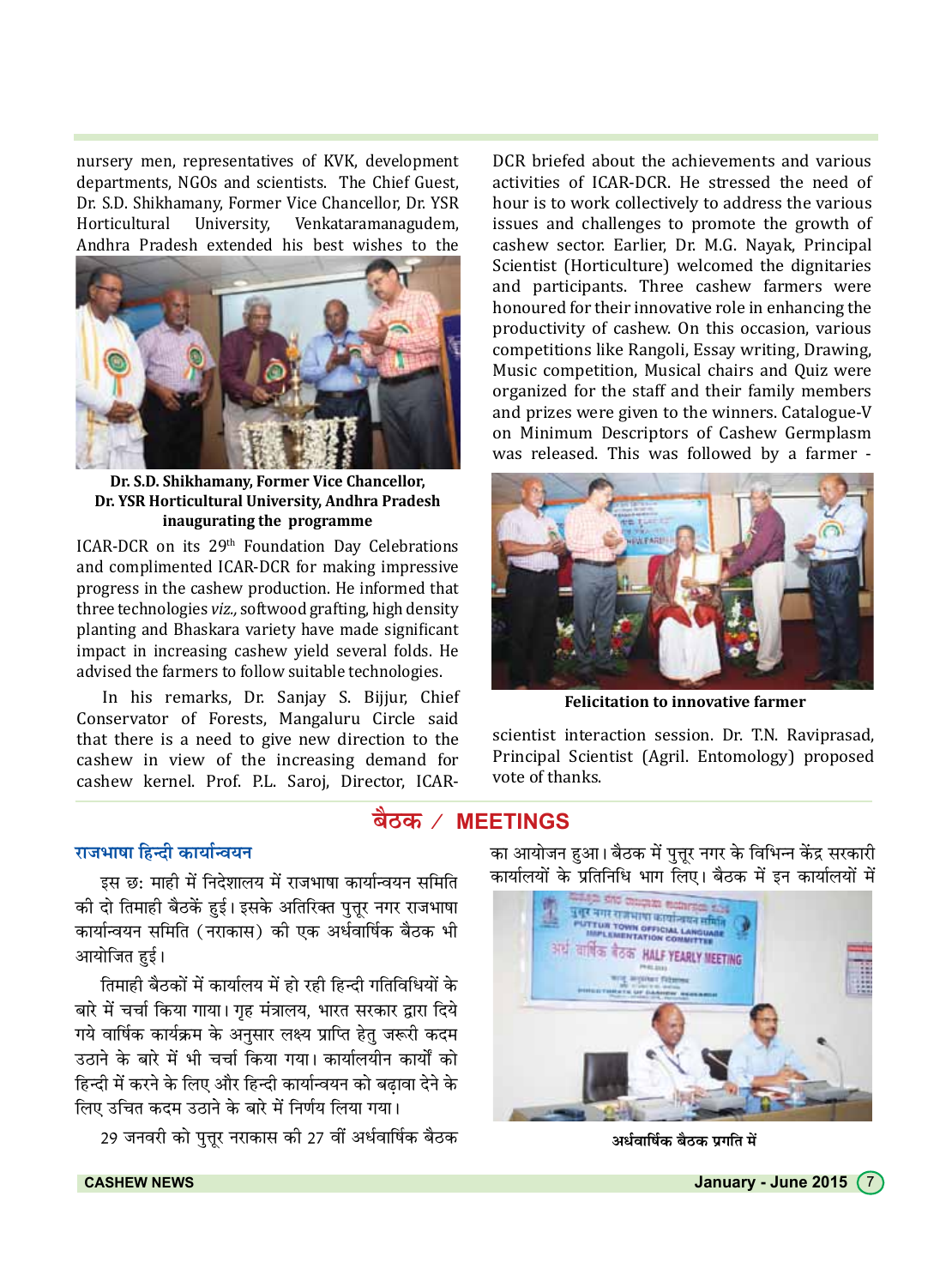nursery men, representatives of KVK, development departments, NGOs and scientists. The Chief Guest, Dr. S.D. Shikhamany, Former Vice Chancellor, Dr. YSR Horticultural University, Venkataramanagudem, Andhra Pradesh extended his best wishes to the ICAR-DCR on its 29th Foundation Day Celebrations and complimented ICAR-DCR for making impressive progress in the cashew production. He informed that three technologies *viz.,* softwood grafting, high density planting and Bhaskara variety have made significant impact in increasing cashew yield several folds. He advised the farmers to follow suitable technologies.

**Dr. S.D. Shikhamany, Former Vice Chancellor, Dr. YSR Horticultural University, Andhra Pradesh inaugurating the programme**

In his remarks, Dr. Sanjay S. Bijjur, Chief Conservator of Forests, Mangaluru Circle said that there is a need to give new direction to the cashew in view of the increasing demand for cashew kernel. Prof. P.L. Saroj, Director, ICAR-DCR briefed about the achievements and various activities of ICAR-DCR. He stressed the need of hour is to work collectively to address the various issues and challenges to promote the growth of cashew sector. Earlier, Dr. M.G. Nayak, Principal Scientist (Horticulture) welcomed the dignitaries and participants. Three cashew farmers were honoured for their innovative role in enhancing the productivity of cashew. On this occasion, various competitions like Rangoli, Essay writing, Drawing, Music competition, Musical chairs and Quiz were organized for the staff and their family members and prizes were given to the winners. Catalogue-V on Minimum Descriptors of Cashew Germplasm was released. This was followed by a farmer - scientist interaction session. Dr. T.N. Raviprasad, Principal Scientist (Agril. Entomology) proposed vote of thanks.

**Felicitation to innovative farmer**

## बैठक / MEETINGS

### राजभाषा हिन्दी कार्यान्वयन

इस छः माही में निदेशालय में राजभाषा कार्यान्वयन समिति की दो तिमाही बैठकें हुई। इसके अतिरिक्त पुत्तूर नगर राजभाषा कार्यान्वयन समिति (नराकास) की एक अर्धवार्षिक बैठक भी आयोजित हुई।

तिमाही बैठकों में कार्यालय में हो रही हिन्दी गतिविधियों के बारे में चर्चा किया गाया। गृह मंत्रालय, भारत सरकार द्वारा दिये गये वार्षिक कार्यक्रम के अनुसार लक्ष्य प्राप्ति हेतु जरूरी कदम उठाने के बारे में भी चर्चा किया गया। कार्यालयीन कार्यों को हिन्दी में करने के लिए और हिन्दी कार्यान्वयन को बढ़ावा देने के लिए उचित कदम उठाने के बारे में निर्णय लिया गया।

29 जनवरी को पुत्तूर नराकास की 27 वीं अर्धवार्षिक बैठक का आयोजन हुआ। बैठक में पुत्तूर नगर के विभिन्न केंद्र सरकारी कार्यालयों के प्रतिनिधि भाग लिए। बैठक में इन कार्यालयों में

**अर्धवार्षिक बैठक प्रगति में**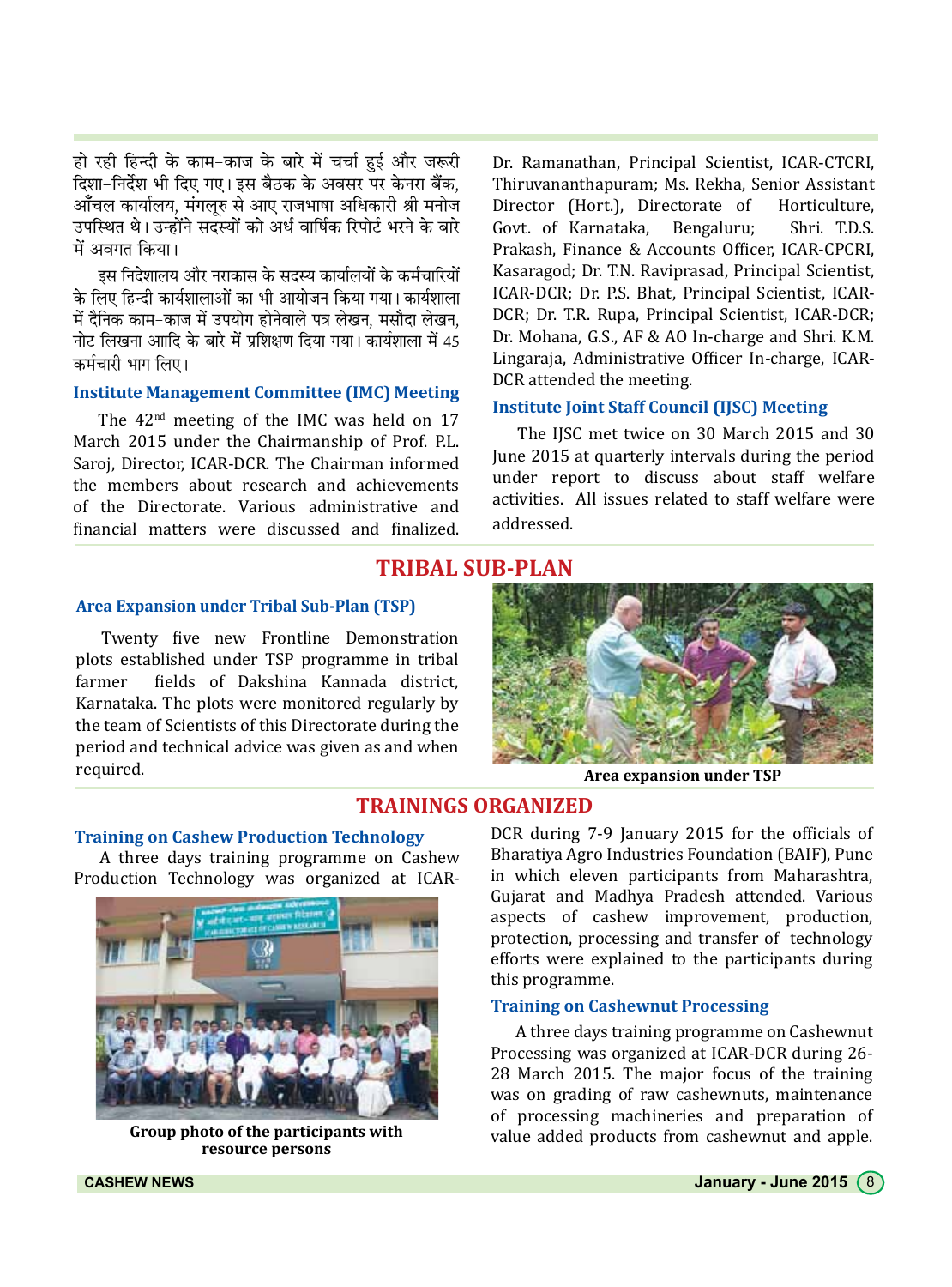हो रही हिन्दी के काम-काज के बारे में चर्चा हुई और जरूरी दिशा-निर्देश भी दिए गए। इस बैठक के अवसर पर केनरा बैंक, आँचल कार्यालय, मंगलूरु से आए राजभाषा अधिकारी श्री मनोज उपस्थित थे। उन्होंने सदस्यों को अर्ध वार्षिक रिपोर्ट भरने के बारे में अवगत किया।

इस निदेशालय और नराकास के सदस्य कार्यालयों के कर्मचारियों के लिए हिन्दी कार्यशालाओं का भी आयोजन किया गया। कार्यशाला में दैनिक काम-काज में उपयोग होनेवाले पत्र लेखन, मसौदा लेखन, नोट लिखना आादि के बारे में प्रशिक्षण दिया गया। कार्यशाला में 45 कर्मचारी भाग लिए।

### Institute Management Committee (IMC) Meeting

The 42nd meeting of the IMC was held on 17 March 2015 under the Chairmanship of Prof. P.L. Saroj, Director, ICAR-DCR. The Chairman informed the members about research and achievements of the Directorate. Various administrative and financial matters were discussed and finalized. Dr. Ramanathan, Principal Scientist, ICAR-CTCRI, Thiruvananthapuram; Ms. Rekha, Senior Assistant Director (Hort.), Directorate of Horticulture, Govt. of Karnataka, Bengaluru; Shri. T.D.S. Prakash, Finance & Accounts Officer, ICAR-CPCRI, Kasaragod; Dr. T.N. Raviprasad, Principal Scientist, ICAR-DCR; Dr. P.S. Bhat, Principal Scientist, ICAR-DCR; Dr. T.R. Rupa, Principal Scientist, ICAR-DCR; Dr. Mohana, G.S., AF & AO In-charge and Shri. K.M. Lingaraja, Administrative Officer In-charge, ICAR-DCR attended the meeting.

### Institute Joint Staff Council (IJSC) Meeting

The IJSC met twice on 30 March 2015 and 30 June 2015 at quarterly intervals during the period under report to discuss about staff welfare activities. All issues related to staff welfare were addressed.

## TRIBAL SUB-PLAN

### Area Expansion under Tribal Sub-Plan (TSP)

Twenty five new Frontline Demonstration plots established under TSP programme in tribal farmer fields of Dakshina Kannada district, Karnataka. The plots were monitored regularly by the team of Scientists of this Directorate during the period and technical advice was given as and when required.

**Area expansion under TSP**

## TRAININGS ORGANIZED

### Training on Cashew Production Technology

A three days training programme on Cashew Production Technology was organized at ICAR-DCR during 7-9 January 2015 for the officials of Bharatiya Agro Industries Foundation (BAIF), Pune in which eleven participants from Maharashtra, Gujarat and Madhya Pradesh attended. Various aspects of cashew improvement, production, protection, processing and transfer of technology efforts were explained to the participants during this programme.

**Group photo of the participants with resource persons**

### Training on Cashewnut Processing

A three days training programme on Cashewnut Processing was organized at ICAR-DCR during 26-28 March 2015. The major focus of the training was on grading of raw cashewnuts, maintenance of processing machineries and preparation of value added products from cashewnut and apple.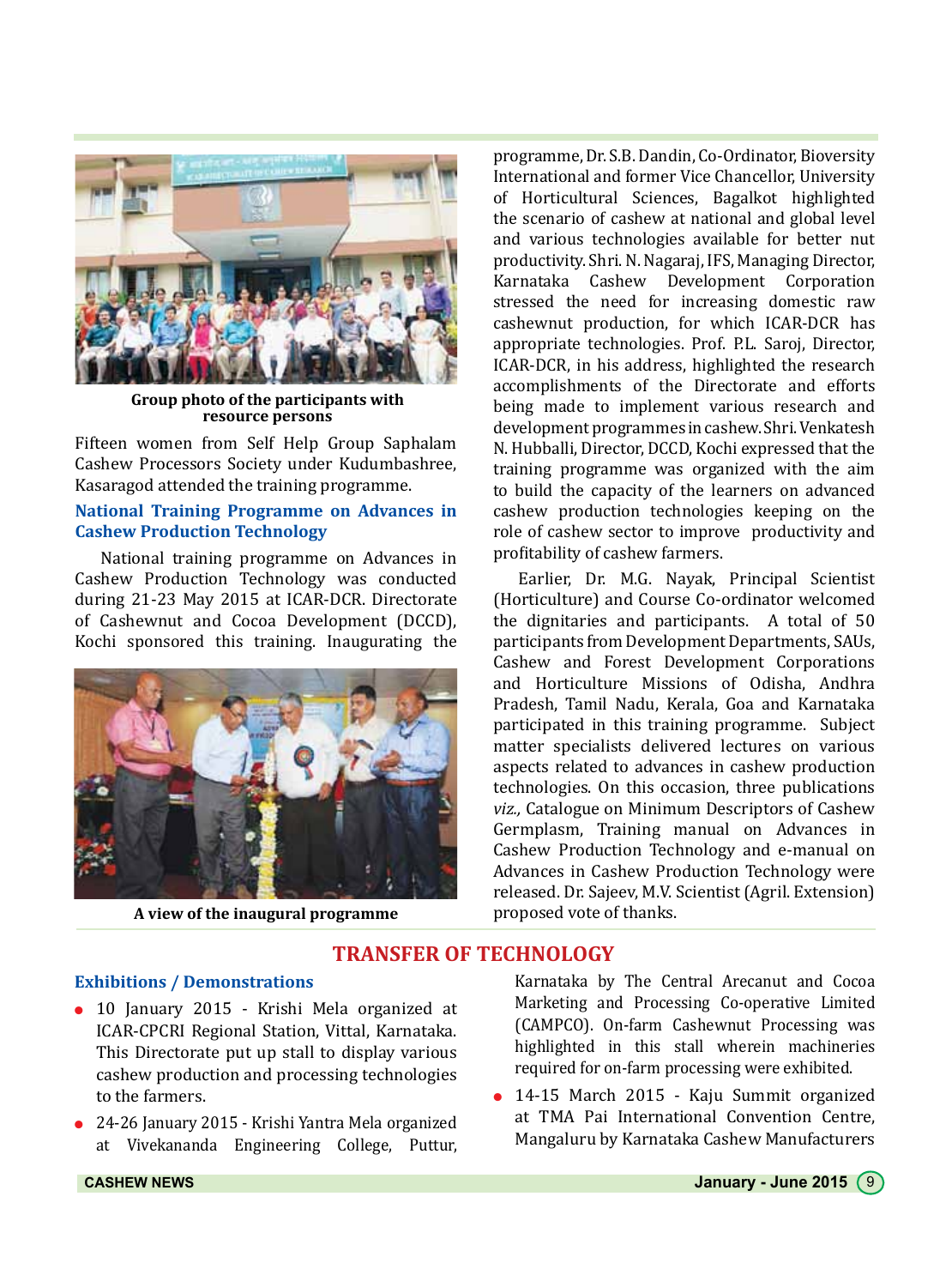Group photo of the participants with resource persons

Fifteen women from Self Help Group Saphalam Cashew Processors Society under Kudumbashree, Kasaragod attended the training programme.

### National Training Programme on Advances in Cashew Production Technology

National training programme on Advances in Cashew Production Technology was conducted during 21-23 May 2015 at ICAR-DCR. Directorate of Cashewnut and Cocoa Development (DCCD), Kochi sponsored this training. Inaugurating the programme, Dr. S.B. Dandin, Co-Ordinator, Bioversity International and former Vice Chancellor, University of Horticultural Sciences, Bagalkot highlighted the scenario of cashew at national and global level and various technologies available for better nut productivity. Shri. N. Nagaraj, IFS, Managing Director, Karnataka Cashew Development Corporation stressed the need for increasing domestic raw cashewnut production, for which ICAR-DCR has appropriate technologies. Prof. P.L. Saroj, Director, ICAR-DCR, in his address, highlighted the research accomplishments of the Directorate and efforts being made to implement various research and development programmes in cashew. Shri. Venkatesh N. Hubballi, Director, DCCD, Kochi expressed that the training programme was organized with the aim to build the capacity of the learners on advanced cashew production technologies keeping on the role of cashew sector to improve productivity and profitability of cashew farmers.

A view of the inaugural programme

Earlier, Dr. M.G. Nayak, Principal Scientist (Horticulture) and Course Co-ordinator welcomed the dignitaries and participants. A total of 50 participants from Development Departments, SAUs, Cashew and Forest Development Corporations and Horticulture Missions of Odisha, Andhra Pradesh, Tamil Nadu, Kerala, Goa and Karnataka participated in this training programme. Subject matter specialists delivered lectures on various aspects related to advances in cashew production technologies. On this occasion, three publications *viz.,* Catalogue on Minimum Descriptors of Cashew Germplasm, Training manual on Advances in Cashew Production Technology and e-manual on Advances in Cashew Production Technology were released. Dr. Sajeev, M.V. Scientist (Agril. Extension) proposed vote of thanks.

## TRANSFER OF TECHNOLOGY

### Exhibitions / Demonstrations

- 10 January 2015 - Krishi Mela organized at ICAR-CPCRI Regional Station, Vittal, Karnataka. This Directorate put up stall to display various cashew production and processing technologies to the farmers.
- 24-26 January 2015 - Krishi Yantra Mela organized at Vivekananda Engineering College, Puttur, Karnataka by The Central Arecanut and Cocoa Marketing and Processing Co-operative Limited (CAMPCO). On-farm Cashewnut Processing was highlighted in this stall wherein machineries required for on-farm processing were exhibited.
- 14-15 March 2015 - Kaju Summit organized at TMA Pai International Convention Centre, Mangaluru by Karnataka Cashew Manufacturers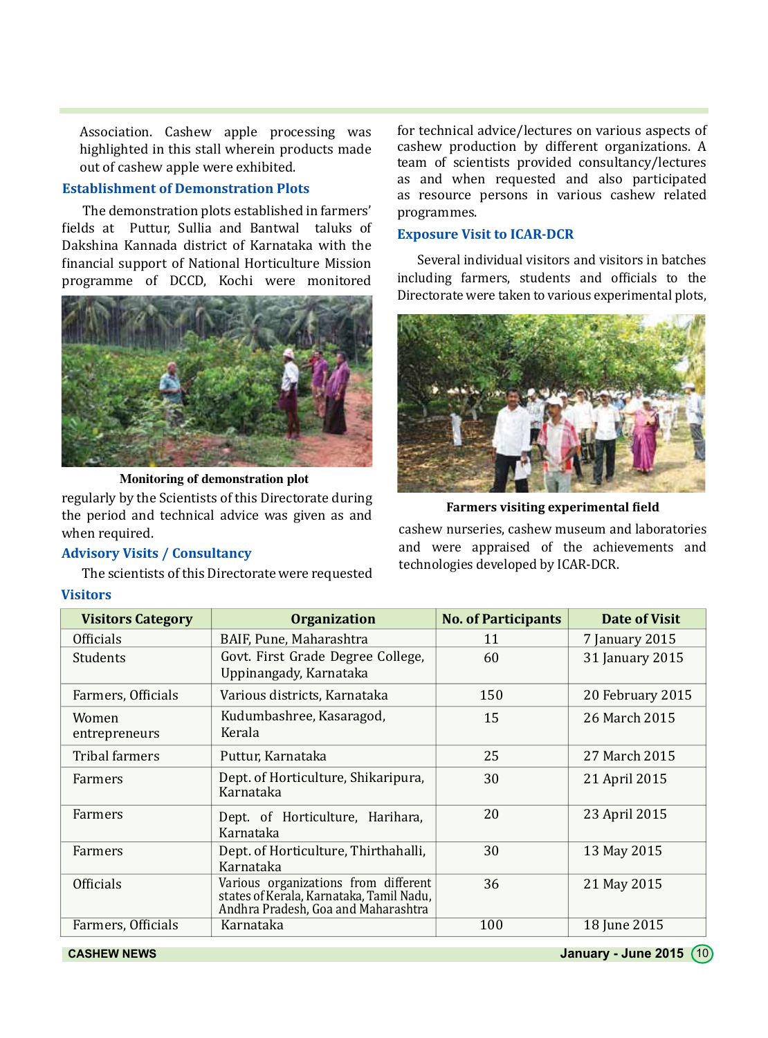Association. Cashew apple processing was highlighted in this stall wherein products made out of cashew apple were exhibited.

### Establishment of Demonstration Plots

The demonstration plots established in farmers' fields at Puttur, Sullia and Bantwal taluks of Dakshina Kannada district of Karnataka with the financial support of National Horticulture Mission programme of DCCD, Kochi were monitored regularly by the Scientists of this Directorate during the period and technical advice was given as and when required.

**Monitoring of demonstration plot**

### Advisory Visits / Consultancy

The scientists of this Directorate were requested for technical advice/lectures on various aspects of cashew production by different organizations. A team of scientists provided consultancy/lectures as and when requested and also participated as resource persons in various cashew related programmes.

### Exposure Visit to ICAR-DCR

Several individual visitors and visitors in batches including farmers, students and officials to the Directorate were taken to various experimental plots, cashew nurseries, cashew museum and laboratories and were appraised of the achievements and technologies developed by ICAR-DCR.

**Farmers visiting experimental field**

### Visitors

| Visitors Category | Organization | No. of Participants | Date of Visit |
|---|---|---|---|
| Officials | BAIF, Pune, Maharashtra | 11 | 7 January 2015 |
| Students | Govt. First Grade Degree College, Uppinangady, Karnataka | 60 | 31 January 2015 |
| Farmers, Officials | Various districts, Karnataka | 150 | 20 February 2015 |
| Women entrepreneurs | Kudumbashree, Kasaragod, Kerala | 15 | 26 March 2015 |
| Tribal farmers | Puttur, Karnataka | 25 | 27 March 2015 |
| Farmers | Dept. of Horticulture, Shikaripura, Karnataka | 30 | 21 April 2015 |
| Farmers | Dept. of Horticulture, Harihara, Karnataka | 20 | 23 April 2015 |
| Farmers | Dept. of Horticulture, Thirthahalli, Karnataka | 30 | 13 May 2015 |
| Officials | Various organizations from different states of Kerala, Karnataka, Tamil Nadu, Andhra Pradesh, Goa and Maharashtra | 36 | 21 May 2015 |
| Farmers, Officials | Karnataka | 100 | 18 June 2015 |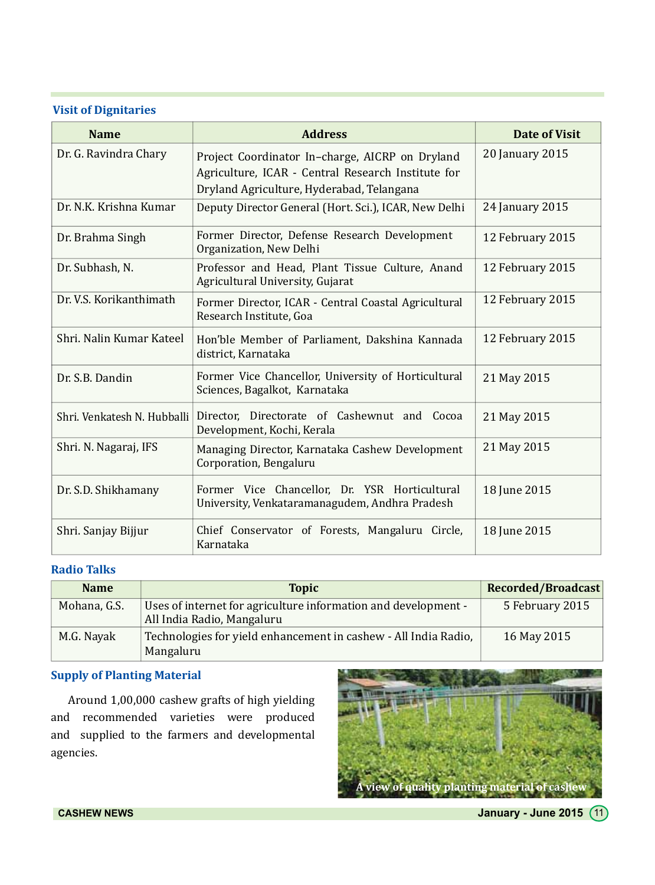## Visit of Dignitaries

| Name | Address | Date of Visit |
|---|---|---|
| Dr. G. Ravindra Chary | Project Coordinator In–charge, AICRP on Dryland Agriculture, ICAR - Central Research Institute for Dryland Agriculture, Hyderabad, Telangana | 20 January 2015 |
| Dr. N.K. Krishna Kumar | Deputy Director General (Hort. Sci.), ICAR, New Delhi | 24 January 2015 |
| Dr. Brahma Singh | Former Director, Defense Research Development Organization, New Delhi | 12 February 2015 |
| Dr. Subhash, N. | Professor and Head, Plant Tissue Culture, Anand Agricultural University, Gujarat | 12 February 2015 |
| Dr. V.S. Korikanthimath | Former Director, ICAR - Central Coastal Agricultural Research Institute, Goa | 12 February 2015 |
| Shri. Nalin Kumar Kateel | Hon'ble Member of Parliament, Dakshina Kannada district, Karnataka | 12 February 2015 |
| Dr. S.B. Dandin | Former Vice Chancellor, University of Horticultural Sciences, Bagalkot, Karnataka | 21 May 2015 |
| Shri. Venkatesh N. Hubballi | Director, Directorate of Cashewnut and Cocoa Development, Kochi, Kerala | 21 May 2015 |
| Shri. N. Nagaraj, IFS | Managing Director, Karnataka Cashew Development Corporation, Bengaluru | 21 May 2015 |
| Dr. S.D. Shikhamany | Former Vice Chancellor, Dr. YSR Horticultural University, Venkataramanagudem, Andhra Pradesh | 18 June 2015 |
| Shri. Sanjay Bijjur | Chief Conservator of Forests, Mangaluru Circle, Karnataka | 18 June 2015 |

## Radio Talks

| Name | Topic | Recorded/Broadcast |
|---|---|---|
| Mohana, G.S. | Uses of internet for agriculture information and development - All India Radio, Mangaluru | 5 February 2015 |
| M.G. Nayak | Technologies for yield enhancement in cashew - All India Radio, Mangaluru | 16 May 2015 |

## Supply of Planting Material

Around 1,00,000 cashew grafts of high yielding and recommended varieties were produced and supplied to the farmers and developmental agencies.

A view of quality planting material of cashew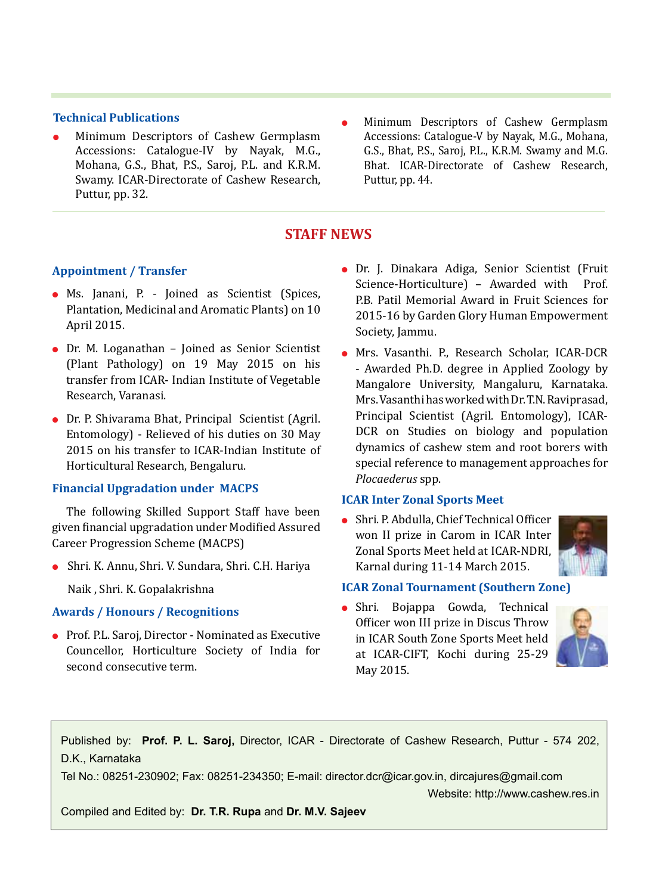## Technical Publications

- Minimum Descriptors of Cashew Germplasm Accessions: Catalogue-IV by Nayak, M.G., Mohana, G.S., Bhat, P.S., Saroj, P.L. and K.R.M. Swamy. ICAR-Directorate of Cashew Research, Puttur, pp. 32.
- Minimum Descriptors of Cashew Germplasm Accessions: Catalogue-V by Nayak, M.G., Mohana, G.S., Bhat, P.S., Saroj, P.L., K.R.M. Swamy and M.G. Bhat. ICAR-Directorate of Cashew Research, Puttur, pp. 44.

# STAFF NEWS

## Appointment / Transfer

- Ms. Janani, P. - Joined as Scientist (Spices, Plantation, Medicinal and Aromatic Plants) on 10 April 2015.
- Dr. M. Loganathan – Joined as Senior Scientist (Plant Pathology) on 19 May 2015 on his transfer from ICAR- Indian Institute of Vegetable Research, Varanasi.
- Dr. P. Shivarama Bhat, Principal Scientist (Agril. Entomology) - Relieved of his duties on 30 May 2015 on his transfer to ICAR-Indian Institute of Horticultural Research, Bengaluru.

## Financial Upgradation under MACPS

The following Skilled Support Staff have been given financial upgradation under Modified Assured Career Progression Scheme (MACPS)

- Shri. K. Annu, Shri. V. Sundara, Shri. C.H. Hariya Naik , Shri. K. Gopalakrishna

## Awards / Honours / Recognitions

- Prof. P.L. Saroj, Director - Nominated as Executive Councellor, Horticulture Society of India for second consecutive term.
- Dr. J. Dinakara Adiga, Senior Scientist (Fruit Science-Horticulture) – Awarded with Prof. P.B. Patil Memorial Award in Fruit Sciences for 2015-16 by Garden Glory Human Empowerment Society, Jammu.
- Mrs. Vasanthi. P., Research Scholar, ICAR-DCR - Awarded Ph.D. degree in Applied Zoology by Mangalore University, Mangaluru, Karnataka. Mrs. Vasanthi has worked with Dr. T.N. Raviprasad, Principal Scientist (Agril. Entomology), ICAR-DCR on Studies on biology and population dynamics of cashew stem and root borers with special reference to management approaches for *Plocaederus* spp.

## ICAR Inter Zonal Sports Meet

- Shri. P. Abdulla, Chief Technical Officer won II prize in Carom in ICAR Inter Zonal Sports Meet held at ICAR-NDRI, Karnal during 11-14 March 2015.

## ICAR Zonal Tournament (Southern Zone)

- Shri. Bojappa Gowda, Technical Officer won III prize in Discus Throw in ICAR South Zone Sports Meet held at ICAR-CIFT, Kochi during 25-29 May 2015.

Published by: **Prof. P. L. Saroj,** Director, ICAR - Directorate of Cashew Research, Puttur - 574 202, D.K., Karnataka

Tel No.: 08251-230902; Fax: 08251-234350; E-mail: director.dcr@icar.gov.in, dircajures@gmail.com

Website: http://www.cashew.res.in

Compiled and Edited by: **Dr. T.R. Rupa** and **Dr. M.V. Sajeev**